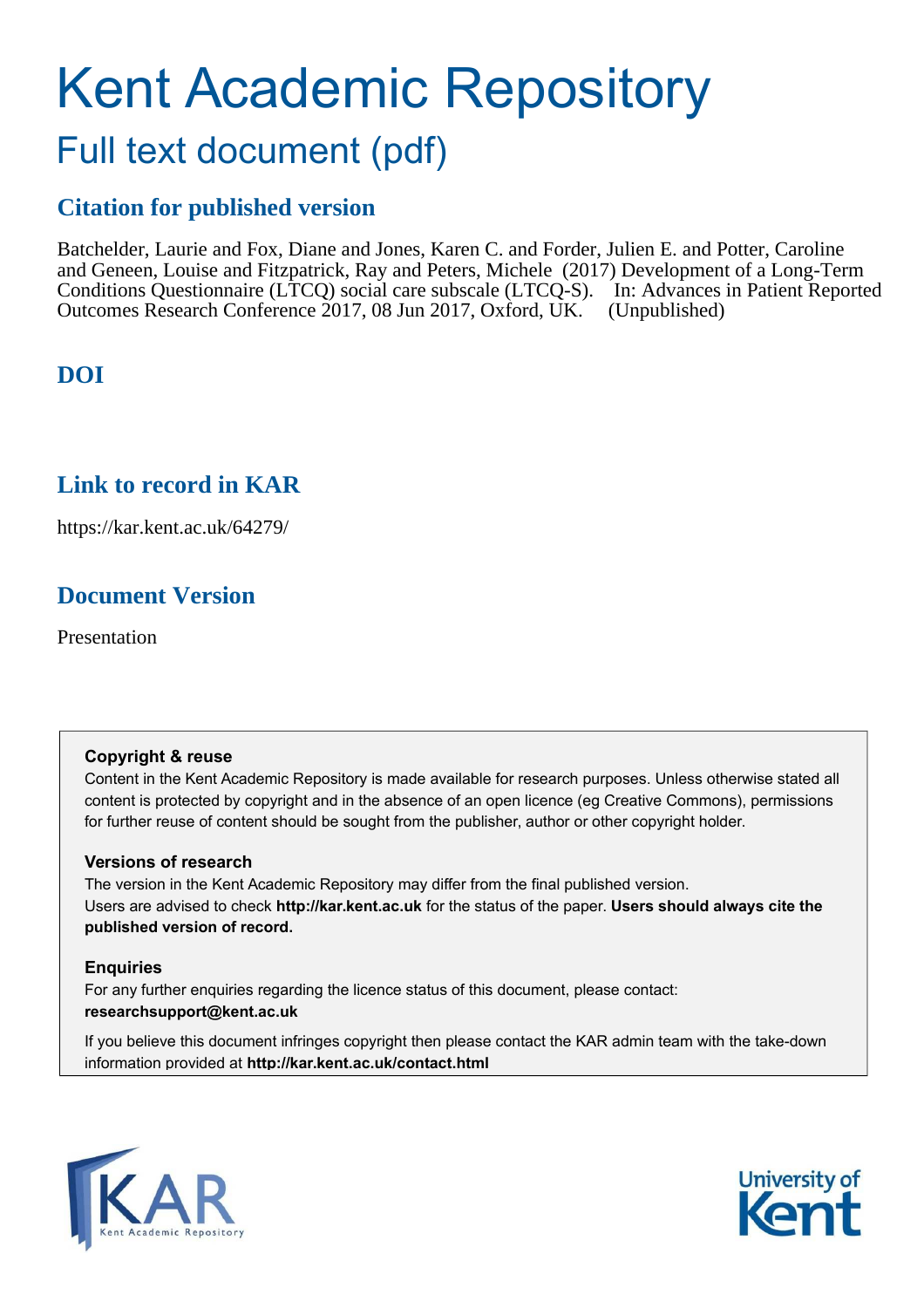# Kent Academic Repository

## Full text document (pdf)

### Citation for published version

Batchelder, Laurie and Fox, Diane and Jones, Karen C. and Forder, Julien E. and Potter, Caroline and Geneen, Louise and Fitzpatrick, Ray and Peters, Michele (2017) Development of a Long-Term Conditions Questionnaire (LTCQ) social care subscale (LTCQ-S). In: Advances in Patient Reported Outcomes Research Conference 2017, 08 Jun 2017, Oxford, UK. (Unpublished)

### DOI

### Link to record in KAR

https://kar.kent.ac.uk/64279/

### Document Version

Presentation

**Copyright & reuse**

Content in the Kent Academic Repository is made available for research purposes. Unless otherwise stated all content is protected by copyright and in the absence of an open licence (eg Creative Commons), permissions for further reuse of content should be sought from the publisher, author or other copyright holder.

**Versions of research**

The version in the Kent Academic Repository may differ from the final published version. Users are advised to check **http://kar.kent.ac.uk** for the status of the paper. **Users should always cite the published version of record.**

**Enquiries**

For any further enquiries regarding the licence status of this document, please contact: **researchsupport@kent.ac.uk**

If you believe this document infringes copyright then please contact the KAR admin team with the take-down information provided at **http://kar.kent.ac.uk/contact.html**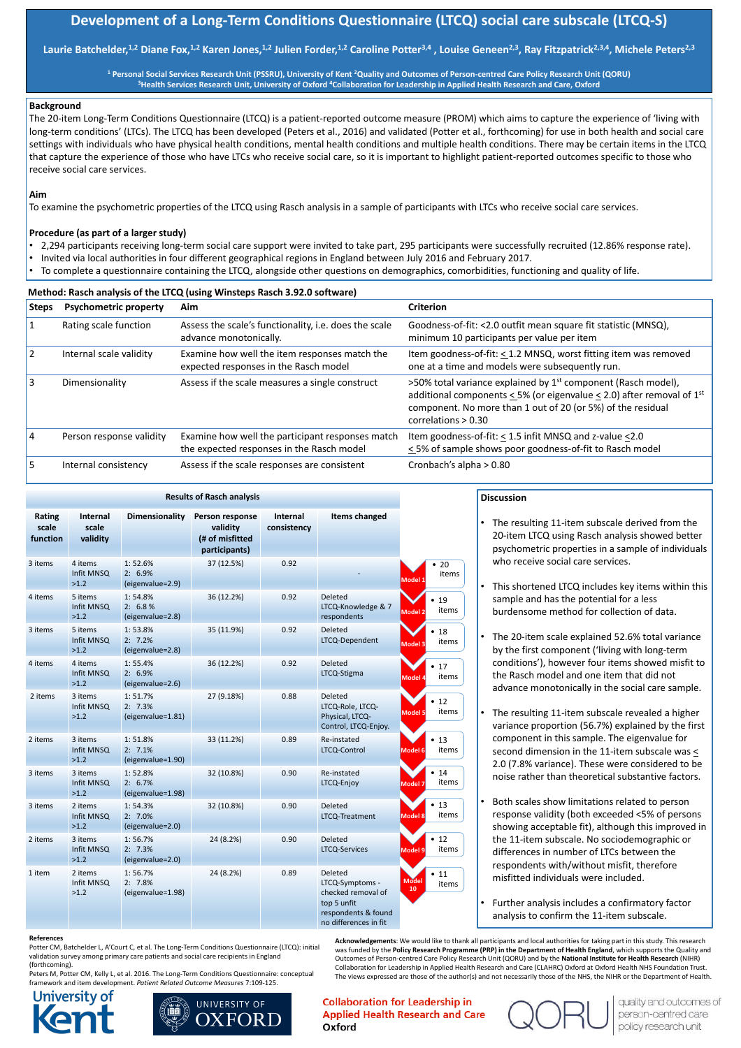# Development of a Long-Term Conditions Questionnaire (LTCQ) social care subscale (LTCQ-S)

**Laurie Batchelder,[1,2] Diane Fox,[1,2] Karen Jones,[1,2] Julien Forder,[1,2] Caroline Potter[3,4], Louise Geneen[2,3], Ray Fitzpatrick[2,3,4], Michele Peters[2,3]**

[1] Personal Social Services Research Unit (PSSRU), University of Kent [2] Quality and Outcomes of Person-centred Care Policy Research Unit (QORU)
[3] Health Services Research Unit, University of Oxford [4] Collaboration for Leadership in Applied Health Research and Care, Oxford

## Background

The 20-item Long-Term Conditions Questionnaire (LTCQ) is a patient-reported outcome measure (PROM) which aims to capture the experience of 'living with long-term conditions' (LTCs). The LTCQ has been developed (Peters et al., 2016) and validated (Potter et al., forthcoming) for use in both health and social care settings with individuals who have physical health conditions, mental health conditions and multiple health conditions. There may be certain items in the LTCQ that capture the experience of those who have LTCs who receive social care, so it is important to highlight patient-reported outcomes specific to those who receive social care services.

## Aim

To examine the psychometric properties of the LTCQ using Rasch analysis in a sample of participants with LTCs who receive social care services.

## Procedure (as part of a larger study)

- 2,294 participants receiving long-term social care support were invited to take part, 295 participants were successfully recruited (12.86% response rate).
- Invited via local authorities in four different geographical regions in England between July 2016 and February 2017.
- To complete a questionnaire containing the LTCQ, alongside other questions on demographics, comorbidities, functioning and quality of life.

## Method: Rasch analysis of the LTCQ (using Winsteps Rasch 3.92.0 software)

| Steps | Psychometric property | Aim | Criterion |
|---|---|---|---|
| 1 | Rating scale function | Assess the scale's functionality, i.e. does the scale advance monotonically. | Goodness-of-fit: <2.0 outfit mean square fit statistic (MNSQ), minimum 10 participants per value per item |
| 2 | Internal scale validity | Examine how well the item responses match the expected responses in the Rasch model | Item goodness-of-fit: ≤ 1.2 MNSQ, worst fitting item was removed one at a time and models were subsequently run. |
| 3 | Dimensionality | Assess if the scale measures a single construct | >50% total variance explained by 1st component (Rasch model), additional components ≤ 5% (or eigenvalue ≤ 2.0) after removal of 1st component. No more than 1 out of 20 (or 5%) of the residual correlations > 0.30 |
| 4 | Person response validity | Examine how well the participant responses match the expected responses in the Rasch model | Item goodness-of-fit: ≤ 1.5 infit MNSQ and z-value ≤2.0<br>≤ 5% of sample shows poor goodness-of-fit to Rasch model |
| 5 | Internal consistency | Assess if the scale responses are consistent | Cronbach's alpha > 0.80 |

## Results of Rasch analysis

| Rating scale function | Internal scale validity | Dimensionality | Person response validity (# of misfitted participants) | Internal consistency | Items changed | Model |
|---|---|---|---|---|---|---|
| 3 items | 4 items Infit MNSQ >1.2 | 1: 52.6%<br>2: 6.9% (eigenvalue=2.9) | 37 (12.5%) | 0.92 | - | Model 1 • 20 items |
| 4 items | 5 items Infit MNSQ >1.2 | 1: 54.8%<br>2: 6.8 % (eigenvalue=2.8) | 36 (12.2%) | 0.92 | Deleted LTCQ-Knowledge & 7 respondents | Model 2 • 19 items |
| 3 items | 5 items Infit MNSQ >1.2 | 1: 53.8%<br>2: 7.2% (eigenvalue=2.8) | 35 (11.9%) | 0.92 | Deleted LTCQ-Dependent | Model 3 • 18 items |
| 4 items | 4 items Infit MNSQ >1.2 | 1: 55.4%<br>2: 6.9% (eigenvalue=2.6) | 36 (12.2%) | 0.92 | Deleted LTCQ-Stigma | Model 4 • 17 items |
| 2 items | 3 items Infit MNSQ >1.2 | 1: 51.7%<br>2: 7.3% (eigenvalue=1.81) | 27 (9.18%) | 0.88 | Deleted LTCQ-Role, LTCQ-Physical, LTCQ-Control, LTCQ-Enjoy. | Model 5 • 12 items |
| 2 items | 3 items Infit MNSQ >1.2 | 1: 51.8%<br>2: 7.1% (eigenvalue=1.90) | 33 (11.2%) | 0.89 | Re-instated LTCQ-Control | Model 6 • 13 items |
| 3 items | 3 items Infit MNSQ >1.2 | 1: 52.8%<br>2: 6.7% (eigenvalue=1.98) | 32 (10.8%) | 0.90 | Re-instated LTCQ-Enjoy | Model 7 • 14 items |
| 3 items | 2 items Infit MNSQ >1.2 | 1: 54.3%<br>2: 7.0% (eigenvalue=2.0) | 32 (10.8%) | 0.90 | Deleted LTCQ-Treatment | Model 8 • 13 items |
| 2 items | 3 items Infit MNSQ >1.2 | 1: 56.7%<br>2: 7.3% (eigenvalue=2.0) | 24 (8.2%) | 0.90 | Deleted LTCQ-Services | Model 9 • 12 items |
| 1 item | 2 items Infit MNSQ >1.2 | 1: 56.7%<br>2: 7.8% (eigenvalue=1.98) | 24 (8.2%) | 0.89 | Deleted LTCQ-Symptoms - checked removal of top 5 unfit respondents & found no differences in fit | Model 10 • 11 items |

## Discussion

- The resulting 11-item subscale derived from the 20-item LTCQ using Rasch analysis showed better psychometric properties in a sample of individuals who receive social care services.
- This shortened LTCQ includes key items within this sample and has the potential for a less burdensome method for collection of data.
- The 20-item scale explained 52.6% total variance by the first component ('living with long-term conditions'), however four items showed misfit to the Rasch model and one item that did not advance monotonically in the social care sample.
- The resulting 11-item subscale revealed a higher variance proportion (56.7%) explained by the first component in this sample. The eigenvalue for second dimension in the 11-item subscale was ≤ 2.0 (7.8% variance). These were considered to be noise rather than theoretical substantive factors.
- Both scales show limitations related to person response validity (both exceeded <5% of persons showing acceptable fit), although this improved in the 11-item subscale. No sociodemographic or differences in number of LTCs between the respondents with/without misfit, therefore misfitted individuals were included.
- Further analysis includes a confirmatory factor analysis to confirm the 11-item subscale.

## References

Potter CM, Batchelder L, A'Court C, et al. The Long-Term Conditions Questionnaire (LTCQ): initial validation survey among primary care patients and social care recipients in England (forthcoming).

Peters M, Potter CM, Kelly L, et al. 2016. The Long-Term Conditions Questionnaire: conceptual framework and item development. *Patient Related Outcome Measures* 7:109-125.

**Acknowledgements**: We would like to thank all participants and local authorities for taking part in this study. This research was funded by the **Policy Research Programme (PRP) in the Department of Health England**, which supports the Quality and Outcomes of Person-centred Care Policy Research Unit (QORU) and by the **National Institute for Health Research** (NIHR) Collaboration for Leadership in Applied Health Research and Care (CLAHRC) Oxford at Oxford Health NHS Foundation Trust. The views expressed are those of the author(s) and not necessarily those of the NHS, the NIHR or the Department of Health.

University of Kent | University of Oxford | Collaboration for Leadership in Applied Health Research and Care Oxford | QORU quality and outcomes of person-centred care policy research unit